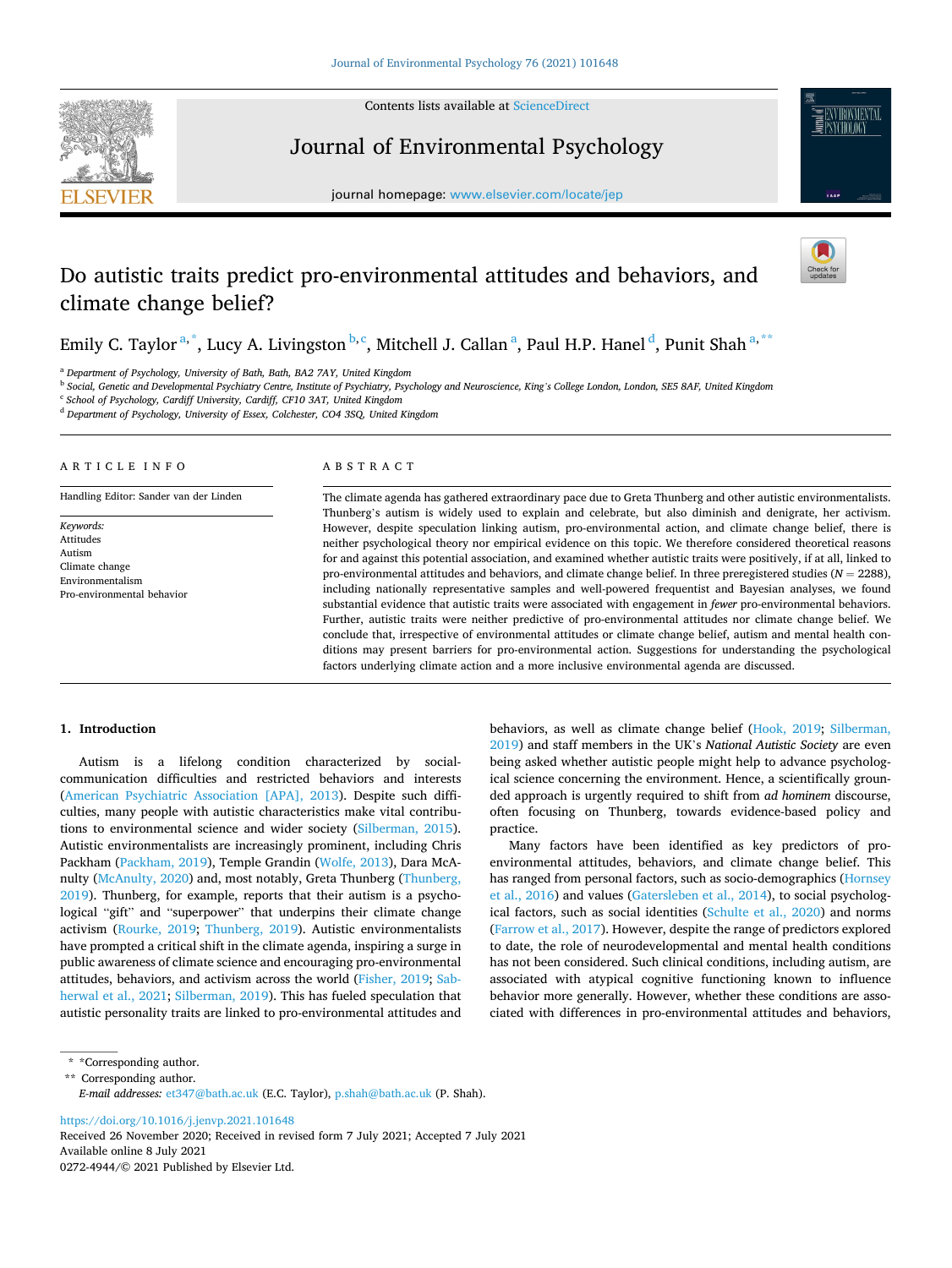# Do autistic traits predict pro-environmental attitudes and behaviors, and climate change belief?

Emily C. Taylor [a,*], Lucy A. Livingston [b,c], Mitchell J. Callan [a], Paul H.P. Hanel [d], Punit Shah [a,**]

[a] Department of Psychology, University of Bath, Bath, BA2 7AY, United Kingdom
[b] Social, Genetic and Developmental Psychiatry Centre, Institute of Psychiatry, Psychology and Neuroscience, King's College London, London, SE5 8AF, United Kingdom
[c] School of Psychology, Cardiff University, Cardiff, CF10 3AT, United Kingdom
[d] Department of Psychology, University of Essex, Colchester, CO4 3SQ, United Kingdom

## ARTICLE INFO

Handling Editor: Sander van der Linden

*Keywords:*
Attitudes
Autism
Climate change
Environmentalism
Pro-environmental behavior

## ABSTRACT

The climate agenda has gathered extraordinary pace due to Greta Thunberg and other autistic environmentalists. Thunberg's autism is widely used to explain and celebrate, but also diminish and denigrate, her activism. However, despite speculation linking autism, pro-environmental action, and climate change belief, there is neither psychological theory nor empirical evidence on this topic. We therefore considered theoretical reasons for and against this potential association, and examined whether autistic traits were positively, if at all, linked to pro-environmental attitudes and behaviors, and climate change belief. In three preregistered studies ($N = 2288$), including nationally representative samples and well-powered frequentist and Bayesian analyses, we found substantial evidence that autistic traits were associated with engagement in *fewer* pro-environmental behaviors. Further, autistic traits were neither predictive of pro-environmental attitudes nor climate change belief. We conclude that, irrespective of environmental attitudes or climate change belief, autism and mental health conditions may present barriers for pro-environmental action. Suggestions for understanding the psychological factors underlying climate action and a more inclusive environmental agenda are discussed.

## 1. Introduction

Autism is a lifelong condition characterized by social-communication difficulties and restricted behaviors and interests (American Psychiatric Association [APA], 2013). Despite such difficulties, many people with autistic characteristics make vital contributions to environmental science and wider society (Silberman, 2015). Autistic environmentalists are increasingly prominent, including Chris Packham (Packham, 2019), Temple Grandin (Wolfe, 2013), Dara McAnulty (McAnulty, 2020) and, most notably, Greta Thunberg (Thunberg, 2019). Thunberg, for example, reports that their autism is a psychological "gift" and "superpower" that underpins their climate change activism (Rourke, 2019; Thunberg, 2019). Autistic environmentalists have prompted a critical shift in the climate agenda, inspiring a surge in public awareness of climate science and encouraging pro-environmental attitudes, behaviors, and activism across the world (Fisher, 2019; Sabherwal et al., 2021; Silberman, 2019). This has fueled speculation that autistic personality traits are linked to pro-environmental attitudes and behaviors, as well as climate change belief (Hook, 2019; Silberman, 2019) and staff members in the UK's *National Autistic Society* are even being asked whether autistic people might help to advance psychological science concerning the environment. Hence, a scientifically grounded approach is urgently required to shift from *ad hominem* discourse, often focusing on Thunberg, towards evidence-based policy and practice.

Many factors have been identified as key predictors of pro-environmental attitudes, behaviors, and climate change belief. This has ranged from personal factors, such as socio-demographics (Hornsey et al., 2016) and values (Gatersleben et al., 2014), to social psychological factors, such as social identities (Schulte et al., 2020) and norms (Farrow et al., 2017). However, despite the range of predictors explored to date, the role of neurodevelopmental and mental health conditions has not been considered. Such clinical conditions, including autism, are associated with atypical cognitive functioning known to influence behavior more generally. However, whether these conditions are associated with differences in pro-environmental attitudes and behaviors,

\* *Corresponding author.
\** Corresponding author.
*E-mail addresses:* et347@bath.ac.uk (E.C. Taylor), p.shah@bath.ac.uk (P. Shah).

https://doi.org/10.1016/j.jenvp.2021.101648
Received 26 November 2020; Received in revised form 7 July 2021; Accepted 7 July 2021
Available online 8 July 2021
0272-4944/© 2021 Published by Elsevier Ltd.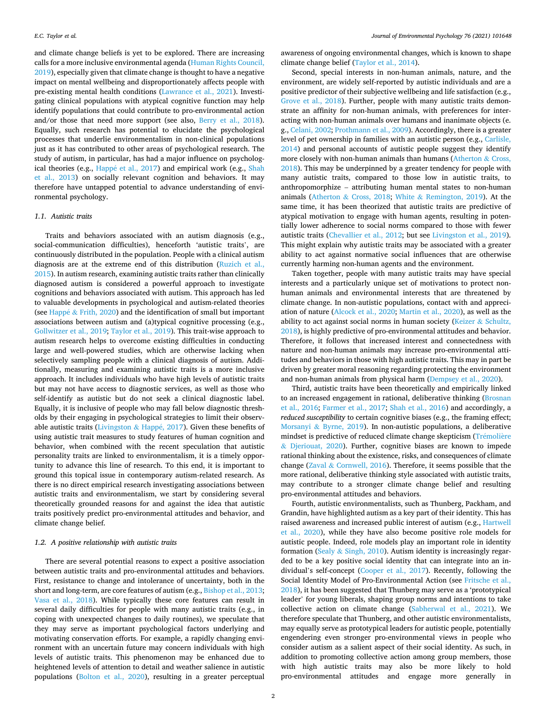and climate change beliefs is yet to be explored. There are increasing calls for a more inclusive environmental agenda (Human Rights Council, 2019), especially given that climate change is thought to have a negative impact on mental wellbeing and disproportionately affects people with pre-existing mental health conditions (Lawrance et al., 2021). Investigating clinical populations with atypical cognitive function may help identify populations that could contribute to pro-environmental action and/or those that need more support (see also, Berry et al., 2018). Equally, such research has potential to elucidate the psychological processes that underlie environmentalism in non-clinical populations just as it has contributed to other areas of psychological research. The study of autism, in particular, has had a major influence on psychological theories (e.g., Happé et al., 2017) and empirical work (e.g., Shah et al., 2013) on socially relevant cognition and behaviors. It may therefore have untapped potential to advance understanding of environmental psychology.

### 1.1. Autistic traits

Traits and behaviors associated with an autism diagnosis (e.g., social-communication difficulties), henceforth 'autistic traits', are continuously distributed in the population. People with a clinical autism diagnosis are at the extreme end of this distribution (Ruzich et al., 2015). In autism research, examining autistic traits rather than clinically diagnosed autism is considered a powerful approach to investigate cognitions and behaviors associated with autism. This approach has led to valuable developments in psychological and autism-related theories (see Happé & Frith, 2020) and the identification of small but important associations between autism and (a)typical cognitive processing (e.g., Gollwitzer et al., 2019; Taylor et al., 2019). This trait-wise approach to autism research helps to overcome existing difficulties in conducting large and well-powered studies, which are otherwise lacking when selectively sampling people with a clinical diagnosis of autism. Additionally, measuring and examining autistic traits is a more inclusive approach. It includes individuals who have high levels of autistic traits but may not have access to diagnostic services, as well as those who self-identify as autistic but do not seek a clinical diagnostic label. Equally, it is inclusive of people who may fall below diagnostic thresholds by their engaging in psychological strategies to limit their observable autistic traits (Livingston & Happé, 2017). Given these benefits of using autistic trait measures to study features of human cognition and behavior, when combined with the recent speculation that autistic personality traits are linked to environmentalism, it is a timely opportunity to advance this line of research. To this end, it is important to ground this topical issue in contemporary autism-related research. As there is no direct empirical research investigating associations between autistic traits and environmentalism, we start by considering several theoretically grounded reasons for and against the idea that autistic traits positively predict pro-environmental attitudes and behavior, and climate change belief.

### 1.2. A positive relationship with autistic traits

There are several potential reasons to expect a positive association between autistic traits and pro-environmental attitudes and behaviors. First, resistance to change and intolerance of uncertainty, both in the short and long-term, are core features of autism (e.g., Bishop et al., 2013; Vasa et al., 2018). While typically these core features can result in several daily difficulties for people with many autistic traits (e.g., in coping with unexpected changes to daily routines), we speculate that they may serve as important psychological factors underlying and motivating conservation efforts. For example, a rapidly changing environment with an uncertain future may concern individuals with high levels of autistic traits. This phenomenon may be enhanced due to heightened levels of attention to detail and weather salience in autistic populations (Bolton et al., 2020), resulting in a greater perceptual awareness of ongoing environmental changes, which is known to shape climate change belief (Taylor et al., 2014).

Second, special interests in non-human animals, nature, and the environment, are widely self-reported by autistic individuals and are a positive predictor of their subjective wellbeing and life satisfaction (e.g., Grove et al., 2018). Further, people with many autistic traits demonstrate an affinity for non-human animals, with preferences for interacting with non-human animals over humans and inanimate objects (e.g., Celani, 2002; Prothmann et al., 2009). Accordingly, there is a greater level of pet ownership in families with an autistic person (e.g., Carlisle, 2014) and personal accounts of autistic people suggest they identify more closely with non-human animals than humans (Atherton & Cross, 2018). This may be underpinned by a greater tendency for people with many autistic traits, compared to those low in autistic traits, to anthropomorphize – attributing human mental states to non-human animals (Atherton & Cross, 2018; White & Remington, 2019). At the same time, it has been theorized that autistic traits are predictive of atypical motivation to engage with human agents, resulting in potentially lower adherence to social norms compared to those with fewer autistic traits (Chevallier et al., 2012; but see Livingston et al., 2019). This might explain why autistic traits may be associated with a greater ability to act against normative social influences that are otherwise currently harming non-human agents and the environment.

Taken together, people with many autistic traits may have special interests and a particularly unique set of motivations to protect non-human animals and environmental interests that are threatened by climate change. In non-autistic populations, contact with and appreciation of nature (Alcock et al., 2020; Martin et al., 2020), as well as the ability to act against social norms in human society (Keizer & Schultz, 2018), is highly predictive of pro-environmental attitudes and behavior. Therefore, it follows that increased interest and connectedness with nature and non-human animals may increase pro-environmental attitudes and behaviors in those with high autistic traits. This may in part be driven by greater moral reasoning regarding protecting the environment and non-human animals from physical harm (Dempsey et al., 2020).

Third, autistic traits have been theoretically and empirically linked to an increased engagement in rational, deliberative thinking (Brosnan et al., 2016; Farmer et al., 2017; Shah et al., 2016) and accordingly, a *reduced susceptibility* to certain cognitive biases (e.g., the framing effect; Morsanyi & Byrne, 2019). In non-autistic populations, a deliberative mindset is predictive of reduced climate change skepticism (Trémolière & Djeriouat, 2020). Further, cognitive biases are known to impede rational thinking about the existence, risks, and consequences of climate change (Zaval & Cornwell, 2016). Therefore, it seems possible that the more rational, deliberative thinking style associated with autistic traits, may contribute to a stronger climate change belief and resulting pro-environmental attitudes and behaviors.

Fourth, autistic environmentalists, such as Thunberg, Packham, and Grandin, have highlighted autism as a key part of their identity. This has raised awareness and increased public interest of autism (e.g., Hartwell et al., 2020), while they have also become positive role models for autistic people. Indeed, role models play an important role in identity formation (Sealy & Singh, 2010). Autism identity is increasingly regarded to be a key positive social identity that can integrate into an individual's self-concept (Cooper et al., 2017). Recently, following the Social Identity Model of Pro-Environmental Action (see Fritsche et al., 2018), it has been suggested that Thunberg may serve as a 'prototypical leader' for young liberals, shaping group norms and intentions to take collective action on climate change (Sabherwal et al., 2021). We therefore speculate that Thunberg, and other autistic environmentalists, may equally serve as prototypical leaders for autistic people, potentially engendering even stronger pro-environmental views in people who consider autism as a salient aspect of their social identity. As such, in addition to promoting collective action among group members, those with high autistic traits may also be more likely to hold pro-environmental attitudes and engage more generally in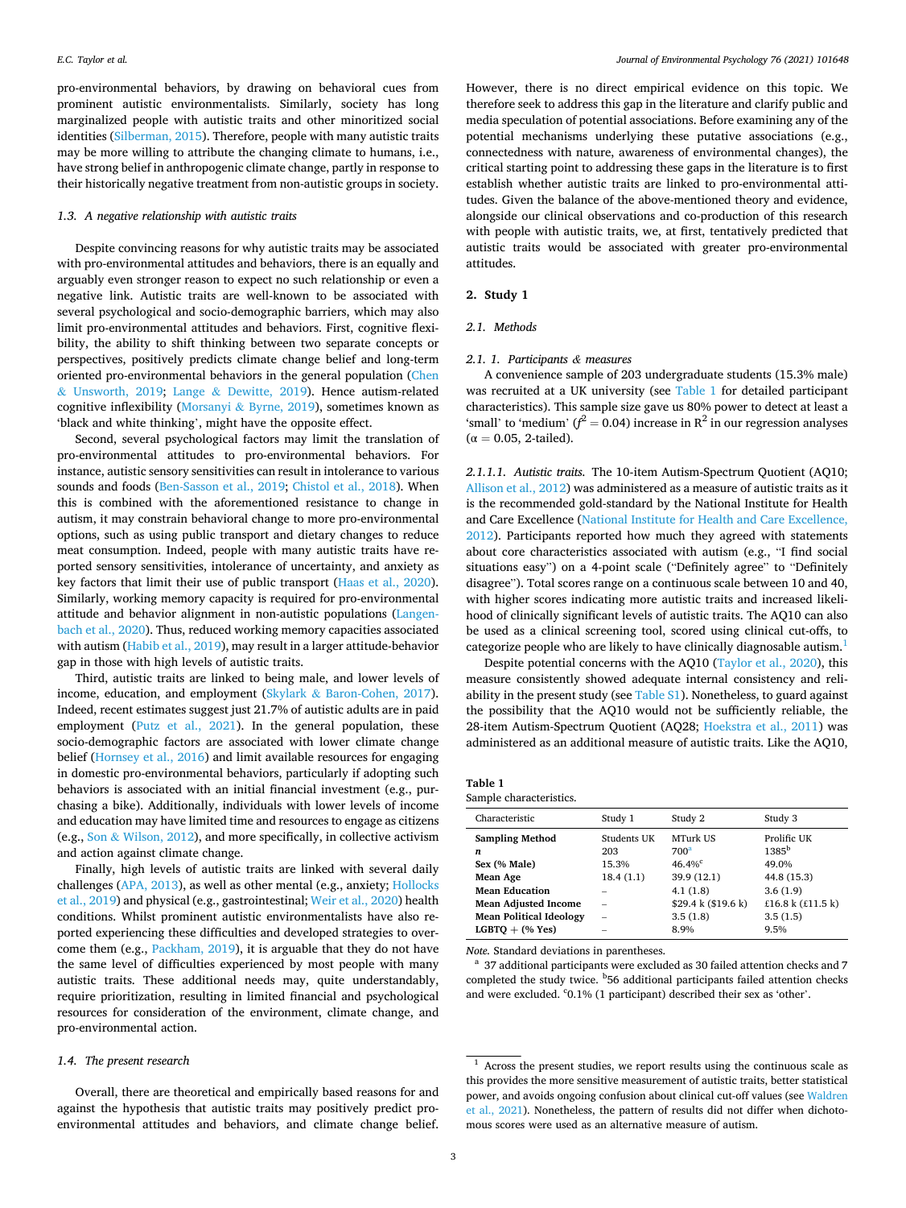pro-environmental behaviors, by drawing on behavioral cues from prominent autistic environmentalists. Similarly, society has long marginalized people with autistic traits and other minoritized social identities (Silberman, 2015). Therefore, people with many autistic traits may be more willing to attribute the changing climate to humans, i.e., have strong belief in anthropogenic climate change, partly in response to their historically negative treatment from non-autistic groups in society.

### 1.3. A negative relationship with autistic traits

Despite convincing reasons for why autistic traits may be associated with pro-environmental attitudes and behaviors, there is an equally and arguably even stronger reason to expect no such relationship or even a negative link. Autistic traits are well-known to be associated with several psychological and socio-demographic barriers, which may also limit pro-environmental attitudes and behaviors. First, cognitive flexibility, the ability to shift thinking between two separate concepts or perspectives, positively predicts climate change belief and long-term oriented pro-environmental behaviors in the general population (Chen & Unsworth, 2019; Lange & Dewitte, 2019). Hence autism-related cognitive inflexibility (Morsanyi & Byrne, 2019), sometimes known as 'black and white thinking', might have the opposite effect.

Second, several psychological factors may limit the translation of pro-environmental attitudes to pro-environmental behaviors. For instance, autistic sensory sensitivities can result in intolerance to various sounds and foods (Ben-Sasson et al., 2019; Chistol et al., 2018). When this is combined with the aforementioned resistance to change in autism, it may constrain behavioral change to more pro-environmental options, such as using public transport and dietary changes to reduce meat consumption. Indeed, people with many autistic traits have reported sensory sensitivities, intolerance of uncertainty, and anxiety as key factors that limit their use of public transport (Haas et al., 2020). Similarly, working memory capacity is required for pro-environmental attitude and behavior alignment in non-autistic populations (Langenbach et al., 2020). Thus, reduced working memory capacities associated with autism (Habib et al., 2019), may result in a larger attitude-behavior gap in those with high levels of autistic traits.

Third, autistic traits are linked to being male, and lower levels of income, education, and employment (Skylark & Baron-Cohen, 2017). Indeed, recent estimates suggest just 21.7% of autistic adults are in paid employment (Putz et al., 2021). In the general population, these socio-demographic factors are associated with lower climate change belief (Hornsey et al., 2016) and limit available resources for engaging in domestic pro-environmental behaviors, particularly if adopting such behaviors is associated with an initial financial investment (e.g., purchasing a bike). Additionally, individuals with lower levels of income and education may have limited time and resources to engage as citizens (e.g., Son & Wilson, 2012), and more specifically, in collective activism and action against climate change.

Finally, high levels of autistic traits are linked with several daily challenges (APA, 2013), as well as other mental (e.g., anxiety; Hollocks et al., 2019) and physical (e.g., gastrointestinal; Weir et al., 2020) health conditions. Whilst prominent autistic environmentalists have also reported experiencing these difficulties and developed strategies to overcome them (e.g., Packham, 2019), it is arguable that they do not have the same level of difficulties experienced by most people with many autistic traits. These additional needs may, quite understandably, require prioritization, resulting in limited financial and psychological resources for consideration of the environment, climate change, and pro-environmental action.

### 1.4. The present research

Overall, there are theoretical and empirically based reasons for and against the hypothesis that autistic traits may positively predict pro-environmental attitudes and behaviors, and climate change belief. However, there is no direct empirical evidence on this topic. We therefore seek to address this gap in the literature and clarify public and media speculation of potential associations. Before examining any of the potential mechanisms underlying these putative associations (e.g., connectedness with nature, awareness of environmental changes), the critical starting point to addressing these gaps in the literature is to first establish whether autistic traits are linked to pro-environmental attitudes. Given the balance of the above-mentioned theory and evidence, alongside our clinical observations and co-production of this research with people with autistic traits, we, at first, tentatively predicted that autistic traits would be associated with greater pro-environmental attitudes.

## 2. Study 1

### 2.1. Methods

#### 2.1. 1. Participants & measures

A convenience sample of 203 undergraduate students (15.3% male) was recruited at a UK university (see Table 1 for detailed participant characteristics). This sample size gave us 80% power to detect at least a 'small' to 'medium' ($f^2 = 0.04$) increase in $R^2$ in our regression analyses ($\alpha = 0.05$, 2-tailed).

*2.1.1.1. Autistic traits.* The 10-item Autism-Spectrum Quotient (AQ10; Allison et al., 2012) was administered as a measure of autistic traits as it is the recommended gold-standard by the National Institute for Health and Care Excellence (National Institute for Health and Care Excellence, 2012). Participants reported how much they agreed with statements about core characteristics associated with autism (e.g., "I find social situations easy") on a 4-point scale ("Definitely agree" to "Definitely disagree"). Total scores range on a continuous scale between 10 and 40, with higher scores indicating more autistic traits and increased likelihood of clinically significant levels of autistic traits. The AQ10 can also be used as a clinical screening tool, scored using clinical cut-offs, to categorize people who are likely to have clinically diagnosable autism.[1]

Despite potential concerns with the AQ10 (Taylor et al., 2020), this measure consistently showed adequate internal consistency and reliability in the present study (see Table S1). Nonetheless, to guard against the possibility that the AQ10 would not be sufficiently reliable, the 28-item Autism-Spectrum Quotient (AQ28; Hoekstra et al., 2011) was administered as an additional measure of autistic traits. Like the AQ10,

**Table 1**
Sample characteristics.

| Characteristic | Study 1 | Study 2 | Study 3 |
|---|---|---|---|
| **Sampling Method** | Students UK | MTurk US | Prolific UK |
| ***n*** | 203 | 700[a] | 1385[b] |
| **Sex (% Male)** | 15.3% | 46.4%[c] | 49.0% |
| **Mean Age** | 18.4 (1.1) | 39.9 (12.1) | 44.8 (15.3) |
| **Mean Education** | – | 4.1 (1.8) | 3.6 (1.9) |
| **Mean Adjusted Income** | – | $29.4 k ($19.6 k) | £16.8 k (£11.5 k) |
| **Mean Political Ideology** | – | 3.5 (1.8) | 3.5 (1.5) |
| **LGBTQ + (% Yes)** | – | 8.9% | 9.5% |

*Note.* Standard deviations in parentheses.
[a] 37 additional participants were excluded as 30 failed attention checks and 7 completed the study twice. [b] 56 additional participants failed attention checks and were excluded. [c] 0.1% (1 participant) described their sex as 'other'.

[1] Across the present studies, we report results using the continuous scale as this provides the more sensitive measurement of autistic traits, better statistical power, and avoids ongoing confusion about clinical cut-off values (see Waldren et al., 2021). Nonetheless, the pattern of results did not differ when dichotomous scores were used as an alternative measure of autism.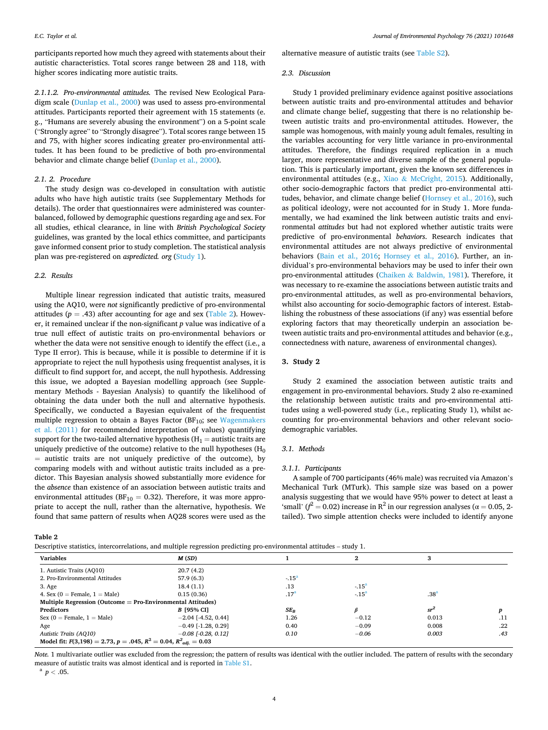participants reported how much they agreed with statements about their autistic characteristics. Total scores range between 28 and 118, with higher scores indicating more autistic traits.

*2.1.1.2. Pro-environmental attitudes.* The revised New Ecological Paradigm scale (Dunlap et al., 2000) was used to assess pro-environmental attitudes. Participants reported their agreement with 15 statements (e.g., "Humans are severely abusing the environment") on a 5-point scale ("Strongly agree" to "Strongly disagree"). Total scores range between 15 and 75, with higher scores indicating greater pro-environmental attitudes. It has been found to be predictive of both pro-environmental behavior and climate change belief (Dunlap et al., 2000).

### 2.1. 2. Procedure

The study design was co-developed in consultation with autistic adults who have high autistic traits (see Supplementary Methods for details). The order that questionnaires were administered was counterbalanced, followed by demographic questions regarding age and sex. For all studies, ethical clearance, in line with *British Psychological Society* guidelines, was granted by the local ethics committee, and participants gave informed consent prior to study completion. The statistical analysis plan was pre-registered on *aspredicted. org* (Study 1).

### 2.2. Results

Multiple linear regression indicated that autistic traits, measured using the AQ10, were *not* significantly predictive of pro-environmental attitudes ($p = .43$) after accounting for age and sex (Table 2). However, it remained unclear if the non-significant $p$ value was indicative of a true null effect of autistic traits on pro-environmental behaviors or whether the data were not sensitive enough to identify the effect (i.e., a Type II error). This is because, while it is possible to determine if it is appropriate to reject the null hypothesis using frequentist analyses, it is difficult to find support for, and accept, the null hypothesis. Addressing this issue, we adopted a Bayesian modelling approach (see Supplementary Methods - Bayesian Analysis) to quantify the likelihood of obtaining the data under both the null and alternative hypothesis. Specifically, we conducted a Bayesian equivalent of the frequentist multiple regression to obtain a Bayes Factor ($BF_{10}$; see Wagenmakers et al. (2011) for recommended interpretation of values) quantifying support for the two-tailed alternative hypothesis ($H_1$ = autistic traits are uniquely predictive of the outcome) relative to the null hypotheses ($H_0$ = autistic traits are not uniquely predictive of the outcome), by comparing models with and without autistic traits included as a predictor. This Bayesian analysis showed substantially more evidence for the *absence* than existence of an association between autistic traits and environmental attitudes ($BF_{10} = 0.32$). Therefore, it was more appropriate to accept the null, rather than the alternative, hypothesis. We found that same pattern of results when AQ28 scores were used as the alternative measure of autistic traits (see Table S2).

### 2.3. Discussion

Study 1 provided preliminary evidence against positive associations between autistic traits and pro-environmental attitudes and behavior and climate change belief, suggesting that there is no relationship between autistic traits and pro-environmental attitudes. However, the sample was homogenous, with mainly young adult females, resulting in the variables accounting for very little variance in pro-environmental attitudes. Therefore, the findings required replication in a much larger, more representative and diverse sample of the general population. This is particularly important, given the known sex differences in environmental attitudes (e.g., Xiao & McCright, 2015). Additionally, other socio-demographic factors that predict pro-environmental attitudes, behavior, and climate change belief (Hornsey et al., 2016), such as political ideology, were not accounted for in Study 1. More fundamentally, we had examined the link between autistic traits and environmental *attitudes* but had not explored whether autistic traits were predictive of pro-environmental *behaviors*. Research indicates that environmental attitudes are not always predictive of environmental behaviors (Bain et al., 2016; Hornsey et al., 2016). Further, an individual's pro-environmental behaviors may be used to infer their own pro-environmental attitudes (Chaiken & Baldwin, 1981). Therefore, it was necessary to re-examine the associations between autistic traits and pro-environmental attitudes, as well as pro-environmental behaviors, whilst also accounting for socio-demographic factors of interest. Establishing the robustness of these associations (if any) was essential before exploring factors that may theoretically underpin an association between autistic traits and pro-environmental attitudes and behavior (e.g., connectedness with nature, awareness of environmental changes).

## 3. Study 2

Study 2 examined the association between autistic traits and engagement in pro-environmental behaviors. Study 2 also re-examined the relationship between autistic traits and pro-environmental attitudes using a well-powered study (i.e., replicating Study 1), whilst accounting for pro-environmental behaviors and other relevant socio-demographic variables.

### 3.1. Methods

#### 3.1.1. Participants

A sample of 700 participants (46% male) was recruited via Amazon's Mechanical Turk (MTurk). This sample size was based on a power analysis suggesting that we would have 95% power to detect at least a 'small' ($f^2 = 0.02$) increase in $R^2$ in our regression analyses ($\alpha = 0.05$, 2-tailed). Two simple attention checks were included to identify anyone

**Table 2**
Descriptive statistics, intercorrelations, and multiple regression predicting pro-environmental attitudes – study 1.

| Variables | *M* (*SD*) | 1 | 2 | 3 | |
|---|---|---|---|---|---|
| 1. Autistic Traits (AQ10) | 20.7 (4.2) | | | | |
| 2. Pro-Environmental Attitudes | 57.9 (6.3) | -.15[a] | | | |
| 3. Age | 18.4 (1.1) | .13 | -.15[a] | | |
| 4. Sex (0 = Female, 1 = Male) | 0.15 (0.36) | .17[a] | -.15[a] | .38[a] | |
| **Multiple Regression (Outcome = Pro-Environmental Attitudes)** | | | | | |
| **Predictors** | ***B* [95% CI]** | $SE_B$ | $\beta$ | $sr^2$ | $p$ |
| Sex (0 = Female, 1 = Male) | −2.04 [-4.52, 0.44] | 1.26 | −0.12 | 0.013 | .11 |
| Age | −0.49 [-1.28, 0.29] | 0.40 | −0.09 | 0.008 | .22 |
| *Autistic Traits (AQ10)* | *−0.08 [-0.28, 0.12]* | *0.10* | *−0.06* | *0.003* | *.43* |
| **Model fit: $F(3,198) = 2.73$, $p = .045$, $R^2 = 0.04$, $R^2_{adj.} = 0.03$** | | | | | |

*Note.* 1 multivariate outlier was excluded from the regression; the pattern of results was identical with the outlier included. The pattern of results with the secondary measure of autistic traits was almost identical and is reported in Table S1.
[a] $p < .05$.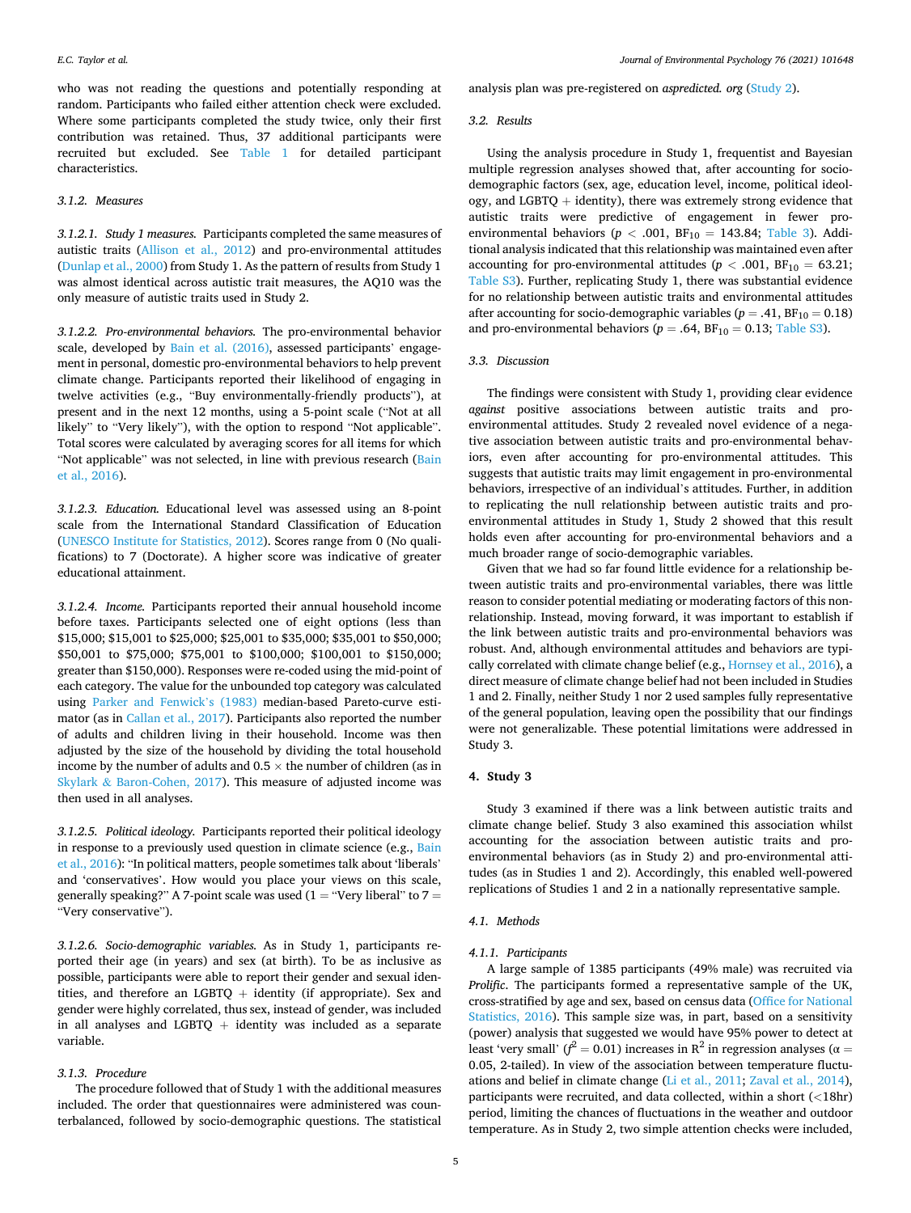who was not reading the questions and potentially responding at random. Participants who failed either attention check were excluded. Where some participants completed the study twice, only their first contribution was retained. Thus, 37 additional participants were recruited but excluded. See Table 1 for detailed participant characteristics.

#### 3.1.2. Measures

##### 3.1.2.1. Study 1 measures.

Participants completed the same measures of autistic traits (Allison et al., 2012) and pro-environmental attitudes (Dunlap et al., 2000) from Study 1. As the pattern of results from Study 1 was almost identical across autistic trait measures, the AQ10 was the only measure of autistic traits used in Study 2.

##### 3.1.2.2. Pro-environmental behaviors.

The pro-environmental behavior scale, developed by Bain et al. (2016), assessed participants' engagement in personal, domestic pro-environmental behaviors to help prevent climate change. Participants reported their likelihood of engaging in twelve activities (e.g., "Buy environmentally-friendly products"), at present and in the next 12 months, using a 5-point scale ("Not at all likely" to "Very likely"), with the option to respond "Not applicable". Total scores were calculated by averaging scores for all items for which "Not applicable" was not selected, in line with previous research (Bain et al., 2016).

##### 3.1.2.3. Education.

Educational level was assessed using an 8-point scale from the International Standard Classification of Education (UNESCO Institute for Statistics, 2012). Scores range from 0 (No qualifications) to 7 (Doctorate). A higher score was indicative of greater educational attainment.

##### 3.1.2.4. Income.

Participants reported their annual household income before taxes. Participants selected one of eight options (less than \$15,000; \$15,001 to \$25,000; \$25,001 to \$35,000; \$35,001 to \$50,000; \$50,001 to \$75,000; \$75,001 to \$100,000; \$100,001 to \$150,000; greater than \$150,000). Responses were re-coded using the mid-point of each category. The value for the unbounded top category was calculated using Parker and Fenwick's (1983) median-based Pareto-curve estimator (as in Callan et al., 2017). Participants also reported the number of adults and children living in their household. Income was then adjusted by the size of the household by dividing the total household income by the number of adults and 0.5 × the number of children (as in Skylark & Baron-Cohen, 2017). This measure of adjusted income was then used in all analyses.

##### 3.1.2.5. Political ideology.

Participants reported their political ideology in response to a previously used question in climate science (e.g., Bain et al., 2016): "In political matters, people sometimes talk about 'liberals' and 'conservatives'. How would you place your views on this scale, generally speaking?" A 7-point scale was used (1 = "Very liberal" to 7 = "Very conservative").

##### 3.1.2.6. Socio-demographic variables.

As in Study 1, participants reported their age (in years) and sex (at birth). To be as inclusive as possible, participants were able to report their gender and sexual identities, and therefore an LGBTQ + identity (if appropriate). Sex and gender were highly correlated, thus sex, instead of gender, was included in all analyses and LGBTQ + identity was included as a separate variable.

#### 3.1.3. Procedure

The procedure followed that of Study 1 with the additional measures included. The order that questionnaires were administered was counterbalanced, followed by socio-demographic questions. The statistical analysis plan was pre-registered on *aspredicted. org* (Study 2).

### 3.2. Results

Using the analysis procedure in Study 1, frequentist and Bayesian multiple regression analyses showed that, after accounting for socio-demographic factors (sex, age, education level, income, political ideology, and LGBTQ + identity), there was extremely strong evidence that autistic traits were predictive of engagement in fewer pro-environmental behaviors ($p < .001$, $BF_{10} = 143.84$; Table 3). Additional analysis indicated that this relationship was maintained even after accounting for pro-environmental attitudes ($p < .001$, $BF_{10} = 63.21$; Table S3). Further, replicating Study 1, there was substantial evidence for no relationship between autistic traits and environmental attitudes after accounting for socio-demographic variables ($p = .41$, $BF_{10} = 0.18$) and pro-environmental behaviors ($p = .64$, $BF_{10} = 0.13$; Table S3).

### 3.3. Discussion

The findings were consistent with Study 1, providing clear evidence *against* positive associations between autistic traits and pro-environmental attitudes. Study 2 revealed novel evidence of a negative association between autistic traits and pro-environmental behaviors, even after accounting for pro-environmental attitudes. This suggests that autistic traits may limit engagement in pro-environmental behaviors, irrespective of an individual's attitudes. Further, in addition to replicating the null relationship between autistic traits and pro-environmental attitudes in Study 1, Study 2 showed that this result holds even after accounting for pro-environmental behaviors and a much broader range of socio-demographic variables.

Given that we had so far found little evidence for a relationship between autistic traits and pro-environmental variables, there was little reason to consider potential mediating or moderating factors of this non-relationship. Instead, moving forward, it was important to establish if the link between autistic traits and pro-environmental behaviors was robust. And, although environmental attitudes and behaviors are typically correlated with climate change belief (e.g., Hornsey et al., 2016), a direct measure of climate change belief had not been included in Studies 1 and 2. Finally, neither Study 1 nor 2 used samples fully representative of the general population, leaving open the possibility that our findings were not generalizable. These potential limitations were addressed in Study 3.

## 4. Study 3

Study 3 examined if there was a link between autistic traits and climate change belief. Study 3 also examined this association whilst accounting for the association between autistic traits and pro-environmental behaviors (as in Study 2) and pro-environmental attitudes (as in Studies 1 and 2). Accordingly, this enabled well-powered replications of Studies 1 and 2 in a nationally representative sample.

### 4.1. Methods

#### 4.1.1. Participants

A large sample of 1385 participants (49% male) was recruited via *Prolific*. The participants formed a representative sample of the UK, cross-stratified by age and sex, based on census data (Office for National Statistics, 2016). This sample size was, in part, based on a sensitivity (power) analysis that suggested we would have 95% power to detect at least 'very small' ($f^2 = 0.01$) increases in $R^2$ in regression analyses ($\alpha = 0.05$, 2-tailed). In view of the association between temperature fluctuations and belief in climate change (Li et al., 2011; Zaval et al., 2014), participants were recruited, and data collected, within a short (<18hr) period, limiting the chances of fluctuations in the weather and outdoor temperature. As in Study 2, two simple attention checks were included,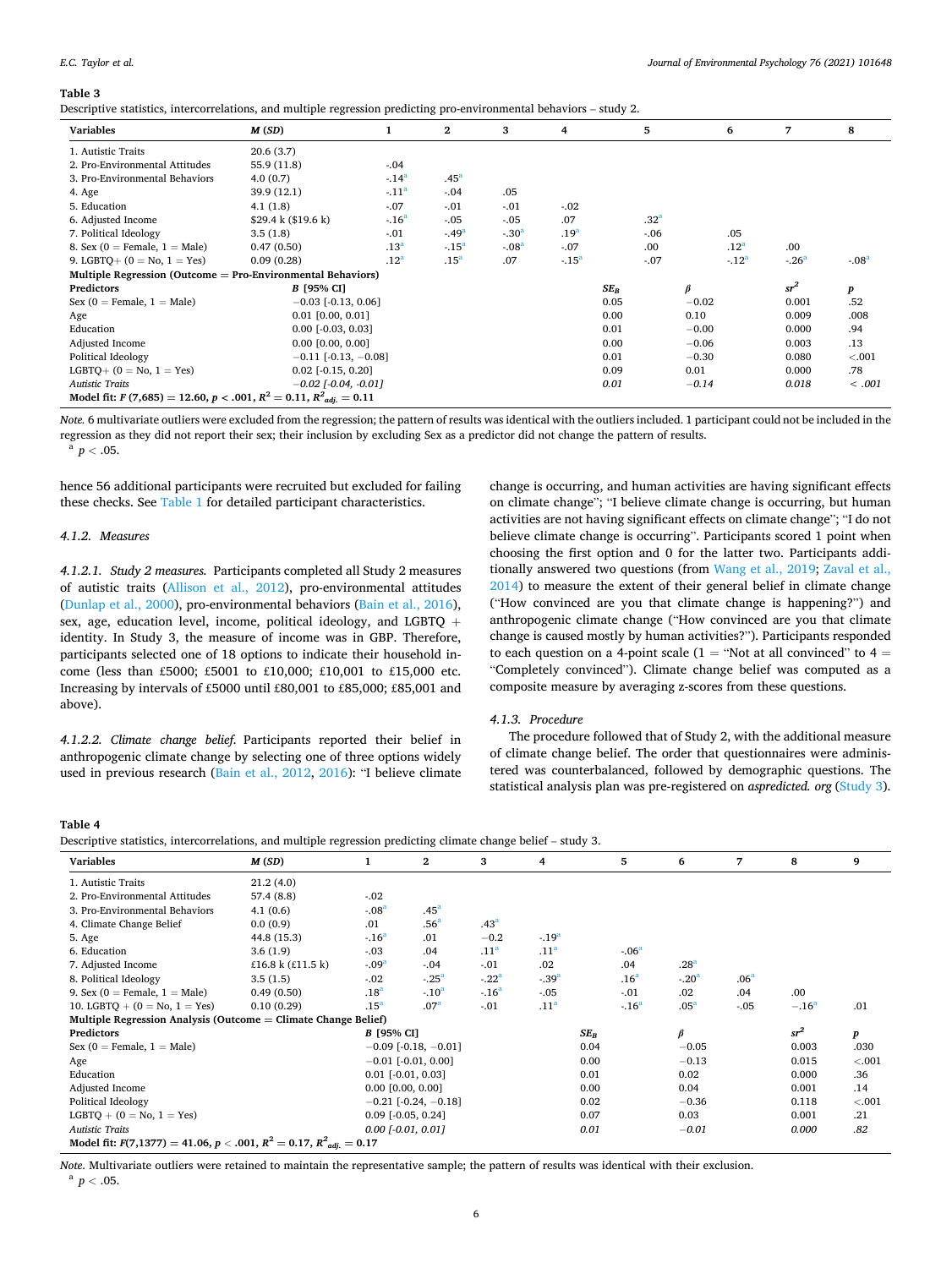**Table 3**
Descriptive statistics, intercorrelations, and multiple regression predicting pro-environmental behaviors – study 2.

| Variables | M (SD) | 1 | 2 | 3 | 4 | 5 | 6 | 7 | 8 |
|---|---|---|---|---|---|---|---|---|---|
| 1. Autistic Traits | 20.6 (3.7) | | | | | | | | |
| 2. Pro-Environmental Attitudes | 55.9 (11.8) | -.04 | | | | | | | |
| 3. Pro-Environmental Behaviors | 4.0 (0.7) | -.14[a] | .45[a] | | | | | | |
| 4. Age | 39.9 (12.1) | -.11[a] | -.04 | .05 | | | | | |
| 5. Education | 4.1 (1.8) | -.07 | -.01 | -.01 | -.02 | | | | |
| 6. Adjusted Income | $29.4 k ($19.6 k) | -.16[a] | -.05 | -.05 | .07 | .32[a] | | | |
| 7. Political Ideology | 3.5 (1.8) | -.01 | -.49[a] | -.30[a] | .19[a] | -.06 | .05 | | |
| 8. Sex (0 = Female, 1 = Male) | 0.47 (0.50) | .13[a] | -.15[a] | -.08[a] | -.07 | .00 | .12[a] | .00 | |
| 9. LGBTQ+ (0 = No, 1 = Yes) | 0.09 (0.28) | .12[a] | .15[a] | .07 | -.15[a] | -.07 | -.12[a] | -.26[a] | -.08[a] |
| **Multiple Regression (Outcome = Pro-Environmental Behaviors)** | | | | | | | | | |
| **Predictors** | **B [95% CI]** | | | | | $SE_B$ | $\beta$ | $sr^2$ | $p$ |
| Sex (0 = Female, 1 = Male) | −0.03 [-0.13, 0.06] | | | | | 0.05 | −0.02 | 0.001 | .52 |
| Age | 0.01 [0.00, 0.01] | | | | | 0.00 | 0.10 | 0.009 | .008 |
| Education | 0.00 [-0.03, 0.03] | | | | | 0.01 | −0.00 | 0.000 | .94 |
| Adjusted Income | 0.00 [0.00, 0.00] | | | | | 0.00 | −0.06 | 0.003 | .13 |
| Political Ideology | −0.11 [-0.13, −0.08] | | | | | 0.01 | −0.30 | 0.080 | <.001 |
| LGBTQ+ (0 = No, 1 = Yes) | 0.02 [-0.15, 0.20] | | | | | 0.09 | 0.01 | 0.000 | .78 |
| *Autistic Traits* | *−0.02 [-0.04, -0.01]* | | | | | *0.01* | *−0.14* | *0.018* | *< .001* |
| **Model fit: $F$ (7,685) = 12.60, $p$ < .001, $R^2$ = 0.11, $R^2_{adj.}$ = 0.11** | | | | | | | | | |

*Note.* 6 multivariate outliers were excluded from the regression; the pattern of results was identical with the outliers included. 1 participant could not be included in the regression as they did not report their sex; their inclusion by excluding Sex as a predictor did not change the pattern of results.
[a] $p < .05$.

hence 56 additional participants were recruited but excluded for failing these checks. See Table 1 for detailed participant characteristics.

#### 4.1.2. Measures

##### 4.1.2.1. Study 2 measures.

Participants completed all Study 2 measures of autistic traits (Allison et al., 2012), pro-environmental attitudes (Dunlap et al., 2000), pro-environmental behaviors (Bain et al., 2016), sex, age, education level, income, political ideology, and LGBTQ + identity. In Study 3, the measure of income was in GBP. Therefore, participants selected one of 18 options to indicate their household income (less than £5000; £5001 to £10,000; £10,001 to £15,000 etc. Increasing by intervals of £5000 until £80,001 to £85,000; £85,001 and above).

##### 4.1.2.2. Climate change belief.

Participants reported their belief in anthropogenic climate change by selecting one of three options widely used in previous research (Bain et al., 2012, 2016): "I believe climate change is occurring, and human activities are having significant effects on climate change"; "I believe climate change is occurring, but human activities are not having significant effects on climate change"; "I do not believe climate change is occurring". Participants scored 1 point when choosing the first option and 0 for the latter two. Participants additionally answered two questions (from Wang et al., 2019; Zaval et al., 2014) to measure the extent of their general belief in climate change ("How convinced are you that climate change is happening?") and anthropogenic climate change ("How convinced are you that climate change is caused mostly by human activities?"). Participants responded to each question on a 4-point scale (1 = "Not at all convinced" to 4 = "Completely convinced"). Climate change belief was computed as a composite measure by averaging z-scores from these questions.

#### 4.1.3. Procedure

The procedure followed that of Study 2, with the additional measure of climate change belief. The order that questionnaires were administered was counterbalanced, followed by demographic questions. The statistical analysis plan was pre-registered on *aspredicted. org* (Study 3).

**Table 4**
Descriptive statistics, intercorrelations, and multiple regression predicting climate change belief – study 3.

| Variables | M (SD) | 1 | 2 | 3 | 4 | 5 | 6 | 7 | 8 | 9 |
|---|---|---|---|---|---|---|---|---|---|---|
| 1. Autistic Traits | 21.2 (4.0) | | | | | | | | | |
| 2. Pro-Environmental Attitudes | 57.4 (8.8) | -.02 | | | | | | | | |
| 3. Pro-Environmental Behaviors | 4.1 (0.6) | -.08[a] | .45[a] | | | | | | | |
| 4. Climate Change Belief | 0.0 (0.9) | .01 | .56[a] | .43[a] | | | | | | |
| 5. Age | 44.8 (15.3) | -.16[a] | .01 | −0.2 | -.19[a] | | | | | |
| 6. Education | 3.6 (1.9) | -.03 | .04 | .11[a] | .11[a] | -.06[a] | | | | |
| 7. Adjusted Income | £16.8 k (£11.5 k) | -.09[a] | -.04 | -.01 | .02 | .04 | .28[a] | | | |
| 8. Political Ideology | 3.5 (1.5) | -.02 | -.25[a] | -.22[a] | -.39[a] | .16[a] | -.20[a] | .06[a] | | |
| 9. Sex (0 = Female, 1 = Male) | 0.49 (0.50) | .18[a] | -.10[a] | -.16[a] | -.05 | -.01 | .02 | .04 | .00 | |
| 10. LGBTQ + (0 = No, 1 = Yes) | 0.10 (0.29) | .15[a] | .07[a] | -.01 | .11[a] | -.16[a] | .05[a] | -.05 | −.16[a] | .01 |
| **Multiple Regression Analysis (Outcome = Climate Change Belief)** | | | | | | | | | | |
| **Predictors** | | **B [95% CI]** | | | $SE_B$ | | $\beta$ | | $sr^2$ | $p$ |
| Sex (0 = Female, 1 = Male) | | −0.09 [-0.18, −0.01] | | | 0.04 | | −0.05 | | 0.003 | .030 |
| Age | | −0.01 [-0.01, 0.00] | | | 0.00 | | −0.13 | | 0.015 | <.001 |
| Education | | 0.01 [-0.01, 0.03] | | | 0.01 | | 0.02 | | 0.000 | .36 |
| Adjusted Income | | 0.00 [0.00, 0.00] | | | 0.00 | | 0.04 | | 0.001 | .14 |
| Political Ideology | | −0.21 [-0.24, −0.18] | | | 0.02 | | −0.36 | | 0.118 | <.001 |
| LGBTQ + (0 = No, 1 = Yes) | | 0.09 [-0.05, 0.24] | | | 0.07 | | 0.03 | | 0.001 | .21 |
| *Autistic Traits* | | *0.00 [-0.01, 0.01]* | | | *0.01* | | *−0.01* | | *0.000* | *.82* |
| **Model fit: $F$(7,1377) = 41.06, $p$ < .001, $R^2$ = 0.17, $R^2_{adj.}$ = 0.17** | | | | | | | | | | |

*Note.* Multivariate outliers were retained to maintain the representative sample; the pattern of results was identical with their exclusion.
[a] $p < .05$.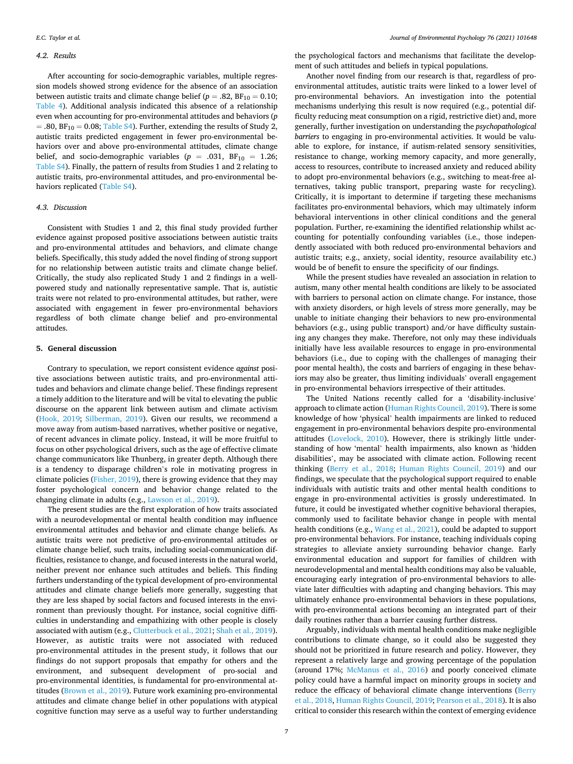### 4.2. Results

After accounting for socio-demographic variables, multiple regression models showed strong evidence for the absence of an association between autistic traits and climate change belief ($p = .82$, $BF_{10} = 0.10$; Table 4). Additional analysis indicated this absence of a relationship even when accounting for pro-environmental attitudes and behaviors ($p = .80$, $BF_{10} = 0.08$; Table S4). Further, extending the results of Study 2, autistic traits predicted engagement in fewer pro-environmental behaviors over and above pro-environmental attitudes, climate change belief, and socio-demographic variables ($p = .031$, $BF_{10} = 1.26$; Table S4). Finally, the pattern of results from Studies 1 and 2 relating to autistic traits, pro-environmental attitudes, and pro-environmental behaviors replicated (Table S4).

### 4.3. Discussion

Consistent with Studies 1 and 2, this final study provided further evidence against proposed positive associations between autistic traits and pro-environmental attitudes and behaviors, and climate change beliefs. Specifically, this study added the novel finding of strong support for no relationship between autistic traits and climate change belief. Critically, the study also replicated Study 1 and 2 findings in a well-powered study and nationally representative sample. That is, autistic traits were not related to pro-environmental attitudes, but rather, were associated with engagement in fewer pro-environmental behaviors regardless of both climate change belief and pro-environmental attitudes.

## 5. General discussion

Contrary to speculation, we report consistent evidence *against* positive associations between autistic traits, and pro-environmental attitudes and behaviors and climate change belief. These findings represent a timely addition to the literature and will be vital to elevating the public discourse on the apparent link between autism and climate activism (Hook, 2019; Silberman, 2019). Given our results, we recommend a move away from autism-based narratives, whether positive or negative, of recent advances in climate policy. Instead, it will be more fruitful to focus on other psychological drivers, such as the age of effective climate change communicators like Thunberg, in greater depth. Although there is a tendency to disparage children's role in motivating progress in climate policies (Fisher, 2019), there is growing evidence that they may foster psychological concern and behavior change related to the changing climate in adults (e.g., Lawson et al., 2019).

The present studies are the first exploration of how traits associated with a neurodevelopmental or mental health condition may influence environmental attitudes and behavior and climate change beliefs. As autistic traits were not predictive of pro-environmental attitudes or climate change belief, such traits, including social-communication difficulties, resistance to change, and focused interests in the natural world, neither prevent nor enhance such attitudes and beliefs. This finding furthers understanding of the typical development of pro-environmental attitudes and climate change beliefs more generally, suggesting that they are less shaped by social factors and focused interests in the environment than previously thought. For instance, social cognitive difficulties in understanding and empathizing with other people is closely associated with autism (e.g., Clutterbuck et al., 2021; Shah et al., 2019). However, as autistic traits were not associated with reduced pro-environmental attitudes in the present study, it follows that our findings do not support proposals that empathy for others and the environment, and subsequent development of pro-social and pro-environmental identities, is fundamental for pro-environmental attitudes (Brown et al., 2019). Future work examining pro-environmental attitudes and climate change belief in other populations with atypical cognitive function may serve as a useful way to further understanding the psychological factors and mechanisms that facilitate the development of such attitudes and beliefs in typical populations.

Another novel finding from our research is that, regardless of pro-environmental attitudes, autistic traits were linked to a lower level of pro-environmental behaviors. An investigation into the potential mechanisms underlying this result is now required (e.g., potential difficulty reducing meat consumption on a rigid, restrictive diet) and, more generally, further investigation on understanding the *psychopathological barriers* to engaging in pro-environmental activities. It would be valuable to explore, for instance, if autism-related sensory sensitivities, resistance to change, working memory capacity, and more generally, access to resources, contribute to increased anxiety and reduced ability to adopt pro-environmental behaviors (e.g., switching to meat-free alternatives, taking public transport, preparing waste for recycling). Critically, it is important to determine if targeting these mechanisms facilitates pro-environmental behaviors, which may ultimately inform behavioral interventions in other clinical conditions and the general population. Further, re-examining the identified relationship whilst accounting for potentially confounding variables (i.e., those independently associated with both reduced pro-environmental behaviors and autistic traits; e.g., anxiety, social identity, resource availability etc.) would be of benefit to ensure the specificity of our findings.

While the present studies have revealed an association in relation to autism, many other mental health conditions are likely to be associated with barriers to personal action on climate change. For instance, those with anxiety disorders, or high levels of stress more generally, may be unable to initiate changing their behaviors to new pro-environmental behaviors (e.g., using public transport) and/or have difficulty sustaining any changes they make. Therefore, not only may these individuals initially have less available resources to engage in pro-environmental behaviors (i.e., due to coping with the challenges of managing their poor mental health), the costs and barriers of engaging in these behaviors may also be greater, thus limiting individuals' overall engagement in pro-environmental behaviors irrespective of their attitudes.

The United Nations recently called for a 'disability-inclusive' approach to climate action (Human Rights Council, 2019). There is some knowledge of how 'physical' health impairments are linked to reduced engagement in pro-environmental behaviors despite pro-environmental attitudes (Lovelock, 2010). However, there is strikingly little understanding of how 'mental' health impairments, also known as 'hidden disabilities', may be associated with climate action. Following recent thinking (Berry et al., 2018; Human Rights Council, 2019) and our findings, we speculate that the psychological support required to enable individuals with autistic traits and other mental health conditions to engage in pro-environmental activities is grossly underestimated. In future, it could be investigated whether cognitive behavioral therapies, commonly used to facilitate behavior change in people with mental health conditions (e.g., Wang et al., 2021), could be adapted to support pro-environmental behaviors. For instance, teaching individuals coping strategies to alleviate anxiety surrounding behavior change. Early environmental education and support for families of children with neurodevelopmental and mental health conditions may also be valuable, encouraging early integration of pro-environmental behaviors to alleviate later difficulties with adapting and changing behaviors. This may ultimately enhance pro-environmental behaviors in these populations, with pro-environmental actions becoming an integrated part of their daily routines rather than a barrier causing further distress.

Arguably, individuals with mental health conditions make negligible contributions to climate change, so it could also be suggested they should not be prioritized in future research and policy. However, they represent a relatively large and growing percentage of the population (around 17%; McManus et al., 2016) and poorly conceived climate policy could have a harmful impact on minority groups in society and reduce the efficacy of behavioral climate change interventions (Berry et al., 2018, Human Rights Council, 2019; Pearson et al., 2018). It is also critical to consider this research within the context of emerging evidence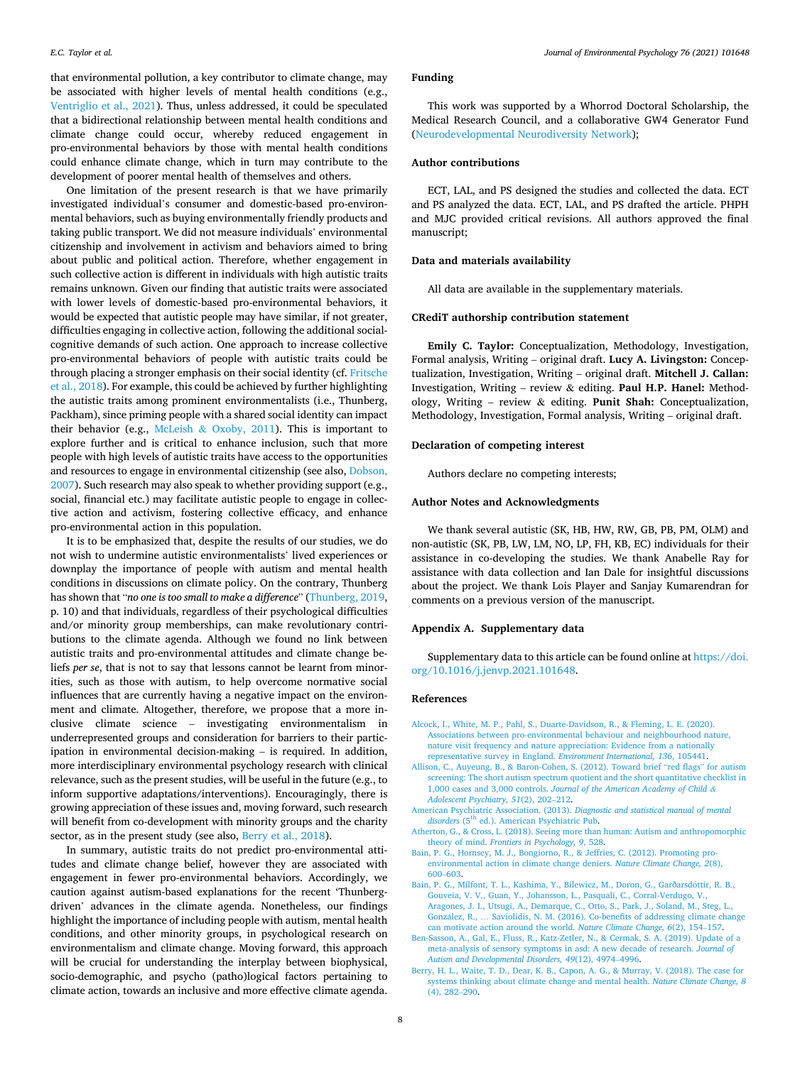that environmental pollution, a key contributor to climate change, may be associated with higher levels of mental health conditions (e.g., Ventriglio et al., 2021). Thus, unless addressed, it could be speculated that a bidirectional relationship between mental health conditions and climate change could occur, whereby reduced engagement in pro-environmental behaviors by those with mental health conditions could enhance climate change, which in turn may contribute to the development of poorer mental health of themselves and others.

One limitation of the present research is that we have primarily investigated individual's consumer and domestic-based pro-environmental behaviors, such as buying environmentally friendly products and taking public transport. We did not measure individuals' environmental citizenship and involvement in activism and behaviors aimed to bring about public and political action. Therefore, whether engagement in such collective action is different in individuals with high autistic traits remains unknown. Given our finding that autistic traits were associated with lower levels of domestic-based pro-environmental behaviors, it would be expected that autistic people may have similar, if not greater, difficulties engaging in collective action, following the additional social-cognitive demands of such action. One approach to increase collective pro-environmental behaviors of people with autistic traits could be through placing a stronger emphasis on their social identity (cf. Fritsche et al., 2018). For example, this could be achieved by further highlighting the autistic traits among prominent environmentalists (i.e., Thunberg, Packham), since priming people with a shared social identity can impact their behavior (e.g., McLeish & Oxoby, 2011). This is important to explore further and is critical to enhance inclusion, such that more people with high levels of autistic traits have access to the opportunities and resources to engage in environmental citizenship (see also, Dobson, 2007). Such research may also speak to whether providing support (e.g., social, financial etc.) may facilitate autistic people to engage in collective action and activism, fostering collective efficacy, and enhance pro-environmental action in this population.

It is to be emphasized that, despite the results of our studies, we do not wish to undermine autistic environmentalists' lived experiences or downplay the importance of people with autism and mental health conditions in discussions on climate policy. On the contrary, Thunberg has shown that "*no one is too small to make a difference*" (Thunberg, 2019, p. 10) and that individuals, regardless of their psychological difficulties and/or minority group memberships, can make revolutionary contributions to the climate agenda. Although we found no link between autistic traits and pro-environmental attitudes and climate change beliefs *per se*, that is not to say that lessons cannot be learnt from minorities, such as those with autism, to help overcome normative social influences that are currently having a negative impact on the environment and climate. Altogether, therefore, we propose that a more inclusive climate science – investigating environmentalism in underrepresented groups and consideration for barriers to their participation in environmental decision-making – is required. In addition, more interdisciplinary environmental psychology research with clinical relevance, such as the present studies, will be useful in the future (e.g., to inform supportive adaptations/interventions). Encouragingly, there is growing appreciation of these issues and, moving forward, such research will benefit from co-development with minority groups and the charity sector, as in the present study (see also, Berry et al., 2018).

In summary, autistic traits do not predict pro-environmental attitudes and climate change belief, however they are associated with engagement in fewer pro-environmental behaviors. Accordingly, we caution against autism-based explanations for the recent 'Thunberg-driven' advances in the climate agenda. Nonetheless, our findings highlight the importance of including people with autism, mental health conditions, and other minority groups, in psychological research on environmentalism and climate change. Moving forward, this approach will be crucial for understanding the interplay between biophysical, socio-demographic, and psycho (patho)logical factors pertaining to climate action, towards an inclusive and more effective climate agenda.

## Funding

This work was supported by a Whorrod Doctoral Scholarship, the Medical Research Council, and a collaborative GW4 Generator Fund (Neurodevelopmental Neurodiversity Network);

## Author contributions

ECT, LAL, and PS designed the studies and collected the data. ECT and PS analyzed the data. ECT, LAL, and PS drafted the article. PHPH and MJC provided critical revisions. All authors approved the final manuscript;

## Data and materials availability

All data are available in the supplementary materials.

## CRediT authorship contribution statement

**Emily C. Taylor:** Conceptualization, Methodology, Investigation, Formal analysis, Writing – original draft. **Lucy A. Livingston:** Conceptualization, Investigation, Writing – original draft. **Mitchell J. Callan:** Investigation, Writing – review & editing. **Paul H.P. Hanel:** Methodology, Writing – review & editing. **Punit Shah:** Conceptualization, Methodology, Investigation, Formal analysis, Writing – original draft.

## Declaration of competing interest

Authors declare no competing interests;

## Author Notes and Acknowledgments

We thank several autistic (SK, HB, HW, RW, GB, PB, PM, OLM) and non-autistic (SK, PB, LW, LM, NO, LP, FH, KB, EC) individuals for their assistance in co-developing the studies. We thank Anabelle Ray for assistance with data collection and Ian Dale for insightful discussions about the project. We thank Lois Player and Sanjay Kumarendran for comments on a previous version of the manuscript.

## Appendix A. Supplementary data

Supplementary data to this article can be found online at https://doi.org/10.1016/j.jenvp.2021.101648.

## References

Alcock, I., White, M. P., Pahl, S., Duarte-Davidson, R., & Fleming, L. E. (2020). Associations between pro-environmental behaviour and neighbourhood nature, nature visit frequency and nature appreciation: Evidence from a nationally representative survey in England. *Environment International, 136*, 105441.

Allison, C., Auyeung, B., & Baron-Cohen, S. (2012). Toward brief "red flags" for autism screening: The short autism spectrum quotient and the short quantitative checklist in 1,000 cases and 3,000 controls. *Journal of the American Academy of Child & Adolescent Psychiatry, 51*(2), 202–212.

American Psychiatric Association. (2013). *Diagnostic and statistical manual of mental disorders* (5th ed.). American Psychiatric Pub.

Atherton, G., & Cross, L. (2018). Seeing more than human: Autism and anthropomorphic theory of mind. *Frontiers in Psychology, 9*, 528.

Bain, P. G., Hornsey, M. J., Bongiorno, R., & Jeffries, C. (2012). Promoting pro-environmental action in climate change deniers. *Nature Climate Change, 2*(8), 600–603.

Bain, P. G., Milfont, T. L., Kashima, Y., Bilewicz, M., Doron, G., Garðarsdóttir, R. B., Gouveia, V. V., Guan, Y., Johansson, L., Pasquali, C., Corral-Verdugo, V., Aragones, J. I., Utsugi, A., Demarque, C., Otto, S., Park, J., Soland, M., Steg, L., González, R., … Saviolidis, N. M. (2016). Co-benefits of addressing climate change can motivate action around the world. *Nature Climate Change, 6*(2), 154–157.

Ben-Sasson, A., Gal, E., Fluss, R., Katz-Zetler, N., & Cermak, S. A. (2019). Update of a meta-analysis of sensory symptoms in asd: A new decade of research. *Journal of Autism and Developmental Disorders, 49*(12), 4974–4996.

Berry, H. L., Waite, T. D., Dear, K. B., Capon, A. G., & Murray, V. (2018). The case for systems thinking about climate change and mental health. *Nature Climate Change, 8* (4), 282–290.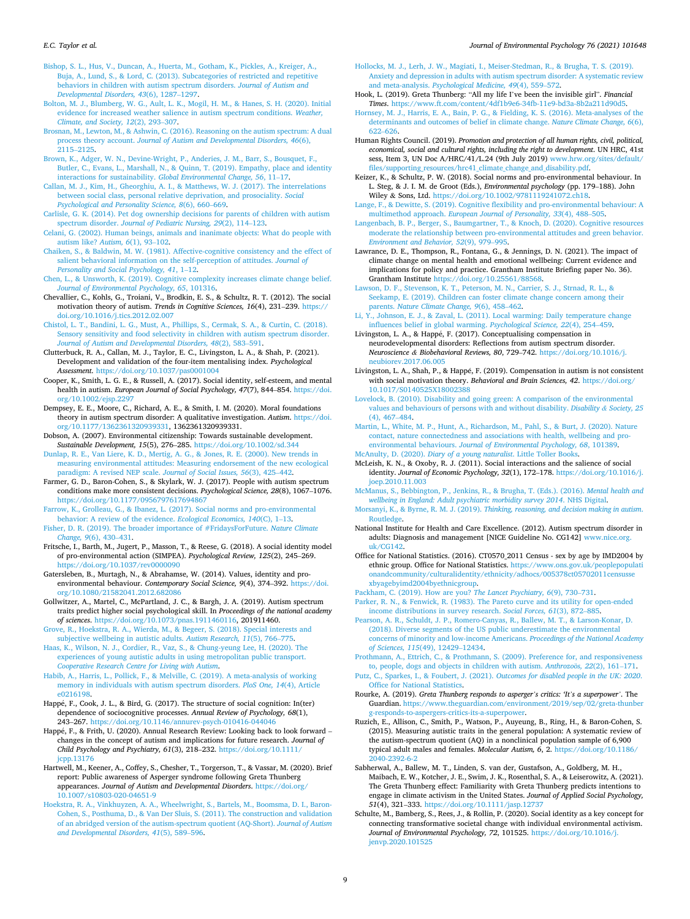Bishop, S. L., Hus, V., Duncan, A., Huerta, M., Gotham, K., Pickles, A., Kreiger, A., Buja, A., Lund, S., & Lord, C. (2013). Subcategories of restricted and repetitive behaviors in children with autism spectrum disorders. *Journal of Autism and Developmental Disorders, 43*(6), 1287–1297.

Bolton, M. J., Blumberg, W. G., Ault, L. K., Mogil, H. M., & Hanes, S. H. (2020). Initial evidence for increased weather salience in autism spectrum conditions. *Weather, Climate, and Society, 12*(2), 293–307.

Brosnan, M., Lewton, M., & Ashwin, C. (2016). Reasoning on the autism spectrum: A dual process theory account. *Journal of Autism and Developmental Disorders, 46*(6), 2115–2125.

Brown, K., Adger, W. N., Devine-Wright, P., Anderies, J. M., Barr, S., Bousquet, F., Butler, C., Evans, L., Marshall, N., & Quinn, T. (2019). Empathy, place and identity interactions for sustainability. *Global Environmental Change, 56*, 11–17.

Callan, M. J., Kim, H., Gheorghiu, A. I., & Matthews, W. J. (2017). The interrelations between social class, personal relative deprivation, and prosociality. *Social Psychological and Personality Science, 8*(6), 660–669.

Carlisle, G. K. (2014). Pet dog ownership decisions for parents of children with autism spectrum disorder. *Journal of Pediatric Nursing, 29*(2), 114–123.

Celani, G. (2002). Human beings, animals and inanimate objects: What do people with autism like? *Autism, 6*(1), 93–102.

Chaiken, S., & Baldwin, M. W. (1981). Affective-cognitive consistency and the effect of salient behavioral information on the self-perception of attitudes. *Journal of Personality and Social Psychology, 41*, 1–12.

Chen, L., & Unsworth, K. (2019). Cognitive complexity increases climate change belief. *Journal of Environmental Psychology, 65*, 101316.

Chevallier, C., Kohls, G., Troiani, V., Brodkin, E. S., & Schultz, R. T. (2012). The social motivation theory of autism. *Trends in Cognitive Sciences, 16*(4), 231–239. https://doi.org/10.1016/j.tics.2012.02.007

Chistol, L. T., Bandini, L. G., Must, A., Phillips, S., Cermak, S. A., & Curtin, C. (2018). Sensory sensitivity and food selectivity in children with autism spectrum disorder. *Journal of Autism and Developmental Disorders, 48*(2), 583–591.

Clutterbuck, R. A., Callan, M. J., Taylor, E. C., Livingston, L. A., & Shah, P. (2021). Development and validation of the four-item mentalising index. *Psychological Assessment.* https://doi.org/10.1037/pas0001004

Cooper, K., Smith, L. G. E., & Russell, A. (2017). Social identity, self-esteem, and mental health in autism. *European Journal of Social Psychology, 47*(7), 844–854. https://doi.org/10.1002/ejsp.2297

Dempsey, E. E., Moore, C., Richard, A. E., & Smith, I. M. (2020). Moral foundations theory in autism spectrum disorder: A qualitative investigation. *Autism.* https://doi.org/10.1177/1362361320939331, 1362361320939331.

Dobson, A. (2007). Environmental citizenship: Towards sustainable development. *Sustainable Development, 15*(5), 276–285. https://doi.org/10.1002/sd.344

Dunlap, R. E., Van Liere, K. D., Mertig, A. G., & Jones, R. E. (2000). New trends in measuring environmental attitudes: Measuring endorsement of the new ecological paradigm: A revised NEP scale. *Journal of Social Issues, 56*(3), 425–442.

Farmer, G. D., Baron-Cohen, S., & Skylark, W. J. (2017). People with autism spectrum conditions make more consistent decisions. *Psychological Science, 28*(8), 1067–1076. https://doi.org/10.1177/0956797617694867

Farrow, K., Grolleau, G., & Ibanez, L. (2017). Social norms and pro-environmental behavior: A review of the evidence. *Ecological Economics, 140*(C), 1–13.

Fisher, D. R. (2019). The broader importance of #FridaysForFuture. *Nature Climate Change, 9*(6), 430–431.

Fritsche, I., Barth, M., Jugert, P., Masson, T., & Reese, G. (2018). A social identity model of pro-environmental action (SIMPEA). *Psychological Review, 125*(2), 245–269. https://doi.org/10.1037/rev0000090

Gatersleben, B., Murtagh, N., & Abrahamse, W. (2014). Values, identity and pro-environmental behaviour. *Contemporary Social Science, 9*(4), 374–392. https://doi.org/10.1080/21582041.2012.682086

Gollwitzer, A., Martel, C., McPartland, J. C., & Bargh, J. A. (2019). Autism spectrum traits predict higher social psychological skill. In *Proceedings of the national academy of sciences.* https://doi.org/10.1073/pnas.1911460116, 201911460.

Grove, R., Hoekstra, R. A., Wierda, M., & Begeer, S. (2018). Special interests and subjective wellbeing in autistic adults. *Autism Research, 11*(5), 766–775.

Haas, K., Wilson, N. J., Cordier, R., Vaz, S., & Chung-yeung Lee, H. (2020). The experiences of young autistic adults in using metropolitan public transport. *Cooperative Research Centre for Living with Autism.*

Habib, A., Harris, L., Pollick, F., & Melville, C. (2019). A meta-analysis of working memory in individuals with autism spectrum disorders. *PloS One, 14*(4), Article e0216198.

Happé, F., Cook, J. L., & Bird, G. (2017). The structure of social cognition: In(ter)dependence of sociocognitive processes. *Annual Review of Psychology, 68*(1), 243–267. https://doi.org/10.1146/annurev-psych-010416-044046

Happé, F., & Frith, U. (2020). Annual Research Review: Looking back to look forward – changes in the concept of autism and implications for future research. *Journal of Child Psychology and Psychiatry, 61*(3), 218–232. https://doi.org/10.1111/jcpp.13176

Hartwell, M., Keener, A., Coffey, S., Chesher, T., Torgerson, T., & Vassar, M. (2020). Brief report: Public awareness of Asperger syndrome following Greta Thunberg appearances. *Journal of Autism and Developmental Disorders.* https://doi.org/10.1007/s10803-020-04651-9

Hoekstra, R. A., Vinkhuyzen, A. A., Wheelwright, S., Bartels, M., Boomsma, D. I., Baron-Cohen, S., Posthuma, D., & Van Der Sluis, S. (2011). The construction and validation of an abridged version of the autism-spectrum quotient (AQ-Short). *Journal of Autism and Developmental Disorders, 41*(5), 589–596.

Hollocks, M. J., Lerh, J. W., Magiati, I., Meiser-Stedman, R., & Brugha, T. S. (2019). Anxiety and depression in adults with autism spectrum disorder: A systematic review and meta-analysis. *Psychological Medicine, 49*(4), 559–572.

Hook, L. (2019). Greta Thunberg: "All my life I've been the invisible girl". *Financial Times.* https://www.ft.com/content/4df1b9e6-34fb-11e9-bd3a-8b2a211d90d5.

Hornsey, M. J., Harris, E. A., Bain, P. G., & Fielding, K. S. (2016). Meta-analyses of the determinants and outcomes of belief in climate change. *Nature Climate Change, 6*(6), 622–626.

Human Rights Council. (2019). *Promotion and protection of all human rights, civil, political, economical, social and cultural rights, including the right to development.* UN HRC, 41st sess, Item 3, UN Doc A/HRC/41/L.24 (9th July 2019) www.hrw.org/sites/default/files/supporting_resources/hrc41_climate_change_and_disability.pdf.

Keizer, K., & Schultz, P. W. (2018). Social norms and pro-environmental behaviour. In L. Steg, & J. I. M. de Groot (Eds.), *Environmental psychology* (pp. 179–188). John Wiley & Sons, Ltd. https://doi.org/10.1002/9781119241072.ch18.

Lange, F., & Dewitte, S. (2019). Cognitive flexibility and pro-environmental behaviour: A multimethod approach. *European Journal of Personality, 33*(4), 488–505.

Langenbach, B. P., Berger, S., Baumgartner, T., & Knoch, D. (2020). Cognitive resources moderate the relationship between pro-environmental attitudes and green behavior. *Environment and Behavior, 52*(9), 979–995.

Lawrance, D. E., Thompson, R., Fontana, G., & Jennings, D. N. (2021). The impact of climate change on mental health and emotional wellbeing: Current evidence and implications for policy and practice. Grantham Institute Briefing paper No. 36). Grantham Institute https://doi.org/10.25561/88568.

Lawson, D. F., Stevenson, K. T., Peterson, M. N., Carrier, S. J., Strnad, R. L., & Seekamp, E. (2019). Children can foster climate change concern among their parents. *Nature Climate Change, 9*(6), 458–462.

Li, Y., Johnson, E. J., & Zaval, L. (2011). Local warming: Daily temperature change influences belief in global warming. *Psychological Science, 22*(4), 254–459.

Livingston, L. A., & Happé, F. (2017). Conceptualising compensation in neurodevelopmental disorders: Reflections from autism spectrum disorder. *Neuroscience & Biobehavioral Reviews, 80*, 729–742. https://doi.org/10.1016/j.neubiorev.2017.06.005

Livingston, L. A., Shah, P., & Happé, F. (2019). Compensation in autism is not consistent with social motivation theory. *Behavioral and Brain Sciences, 42.* https://doi.org/10.1017/S0140525X18002388

Lovelock, B. (2010). Disability and going green: A comparison of the environmental values and behaviours of persons with and without disability. *Disability & Society, 25*(4), 467–484.

Martin, L., White, M. P., Hunt, A., Richardson, M., Pahl, S., & Burt, J. (2020). Nature contact, nature connectedness and associations with health, wellbeing and pro-environmental behaviours. *Journal of Environmental Psychology, 68*, 101389.

McAnulty, D. (2020). *Diary of a young naturalist.* Little Toller Books.

McLeish, K. N., & Oxoby, R. J. (2011). Social interactions and the salience of social identity. *Journal of Economic Psychology, 32*(1), 172–178. https://doi.org/10.1016/j.joep.2010.11.003

McManus, S., Bebbington, P., Jenkins, R., & Brugha, T. (Eds.). (2016). *Mental health and wellbeing in England: Adult psychiatric morbidity survey 2014.* NHS Digital.

Morsanyi, K., & Byrne, R. M. J. (2019). *Thinking, reasoning, and decision making in autism.* Routledge.

National Institute for Health and Care Excellence. (2012). Autism spectrum disorder in adults: Diagnosis and management [NICE Guideline No. CG142] www.nice.org.uk/CG142.

Office for National Statistics. (2016). CT0570_2011 Census - sex by age by IMD2004 by ethnic group. Office for National Statistics. https://www.ons.gov.uk/peoplepopulationandcommunity/culturalidentity/ethnicity/adhocs/005378ct05702011censussexbyagebyimd2004byethnicgroup.

Packham, C. (2019). How are you? *The Lancet Psychiatry, 6*(9), 730–731.

Parker, R. N., & Fenwick, R. (1983). The Pareto curve and its utility for open-ended income distributions in survey research. *Social Forces, 61*(3), 872–885.

Pearson, A. R., Schuldt, J. P., Romero-Canyas, R., Ballew, M. T., & Larson-Konar, D. (2018). Diverse segments of the US public underestimate the environmental concerns of minority and low-income Americans. *Proceedings of the National Academy of Sciences, 115*(49), 12429–12434.

Prothmann, A., Ettrich, C., & Prothmann, S. (2009). Preference for, and responsiveness to, people, dogs and objects in children with autism. *Anthrozoös, 22*(2), 161–171.

Putz, C., Sparkes, I., & Foubert, J. (2021). *Outcomes for disabled people in the UK: 2020.* Office for National Statistics.

Rourke, A. (2019). *Greta Thunberg responds to asperger's critics: 'It's a superpower'.* The Guardian. https://www.theguardian.com/environment/2019/sep/02/greta-thunberg-responds-to-aspergers-critics-its-a-superpower.

Ruzich, E., Allison, C., Smith, P., Watson, P., Auyeung, B., Ring, H., & Baron-Cohen, S. (2015). Measuring autistic traits in the general population: A systematic review of the autism-spectrum quotient (AQ) in a nonclinical population sample of 6,900 typical adult males and females. *Molecular Autism, 6*, 2. https://doi.org/10.1186/2040-2392-6-2

Sabherwal, A., Ballew, M. T., Linden, S. van der, Gustafson, A., Goldberg, M. H., Maibach, E. W., Kotcher, J. E., Swim, J. K., Rosenthal, S. A., & Leiserowitz, A. (2021). The Greta Thunberg effect: Familiarity with Greta Thunberg predicts intentions to engage in climate activism in the United States. *Journal of Applied Social Psychology, 51*(4), 321–333. https://doi.org/10.1111/jasp.12737

Schulte, M., Bamberg, S., Rees, J., & Rollin, P. (2020). Social identity as a key concept for connecting transformative societal change with individual environmental activism. *Journal of Environmental Psychology, 72*, 101525. https://doi.org/10.1016/j.jenvp.2020.101525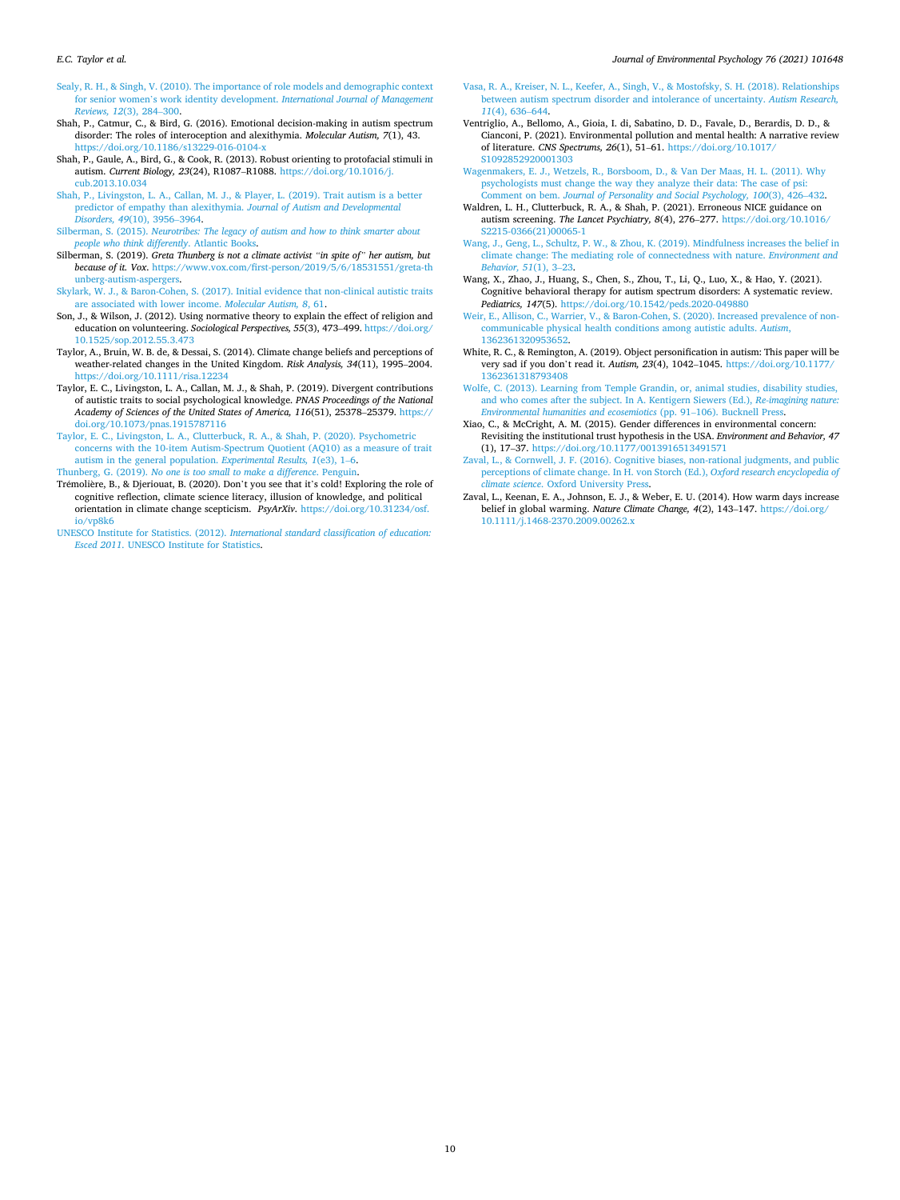Sealy, R. H., & Singh, V. (2010). The importance of role models and demographic context for senior women's work identity development. *International Journal of Management Reviews, 12*(3), 284–300.

Shah, P., Catmur, C., & Bird, G. (2016). Emotional decision-making in autism spectrum disorder: The roles of interoception and alexithymia. *Molecular Autism, 7*(1), 43. https://doi.org/10.1186/s13229-016-0104-x

Shah, P., Gaule, A., Bird, G., & Cook, R. (2013). Robust orienting to protofacial stimuli in autism. *Current Biology, 23*(24), R1087–R1088. https://doi.org/10.1016/j.cub.2013.10.034

Shah, P., Livingston, L. A., Callan, M. J., & Player, L. (2019). Trait autism is a better predictor of empathy than alexithymia. *Journal of Autism and Developmental Disorders, 49*(10), 3956–3964.

Silberman, S. (2015). *Neurotribes: The legacy of autism and how to think smarter about people who think differently*. Atlantic Books.

Silberman, S. (2019). *Greta Thunberg is not a climate activist "in spite of" her autism, but because of it. Vox*. https://www.vox.com/first-person/2019/5/6/18531551/greta-thunberg-autism-aspergers.

Skylark, W. J., & Baron-Cohen, S. (2017). Initial evidence that non-clinical autistic traits are associated with lower income. *Molecular Autism, 8*, 61.

Son, J., & Wilson, J. (2012). Using normative theory to explain the effect of religion and education on volunteering. *Sociological Perspectives, 55*(3), 473–499. https://doi.org/10.1525/sop.2012.55.3.473

Taylor, A., Bruin, W. B. de, & Dessai, S. (2014). Climate change beliefs and perceptions of weather-related changes in the United Kingdom. *Risk Analysis, 34*(11), 1995–2004. https://doi.org/10.1111/risa.12234

Taylor, E. C., Livingston, L. A., Callan, M. J., & Shah, P. (2019). Divergent contributions of autistic traits to social psychological knowledge. *PNAS Proceedings of the National Academy of Sciences of the United States of America, 116*(51), 25378–25379. https://doi.org/10.1073/pnas.1915787116

Taylor, E. C., Livingston, L. A., Clutterbuck, R. A., & Shah, P. (2020). Psychometric concerns with the 10-item Autism-Spectrum Quotient (AQ10) as a measure of trait autism in the general population. *Experimental Results, 1*(e3), 1–6.

Thunberg, G. (2019). *No one is too small to make a difference*. Penguin.

Trémolière, B., & Djeriouat, B. (2020). Don't you see that it's cold! Exploring the role of cognitive reflection, climate science literacy, illusion of knowledge, and political orientation in climate change scepticism. *PsyArXiv*. https://doi.org/10.31234/osf.io/vp8k6

UNESCO Institute for Statistics. (2012). *International standard classification of education: Esced 2011*. UNESCO Institute for Statistics.

Vasa, R. A., Kreiser, N. L., Keefer, A., Singh, V., & Mostofsky, S. H. (2018). Relationships between autism spectrum disorder and intolerance of uncertainty. *Autism Research, 11*(4), 636–644.

Ventriglio, A., Bellomo, A., Gioia, I. di, Sabatino, D. D., Favale, D., Berardis, D. D., & Cianconi, P. (2021). Environmental pollution and mental health: A narrative review of literature. *CNS Spectrums, 26*(1), 51–61. https://doi.org/10.1017/S1092852920001303

Wagenmakers, E. J., Wetzels, R., Borsboom, D., & Van Der Maas, H. L. (2011). Why psychologists must change the way they analyze their data: The case of psi: Comment on bem. *Journal of Personality and Social Psychology, 100*(3), 426–432.

Waldren, L. H., Clutterbuck, R. A., & Shah, P. (2021). Erroneous NICE guidance on autism screening. *The Lancet Psychiatry, 8*(4), 276–277. https://doi.org/10.1016/S2215-0366(21)00065-1

Wang, J., Geng, L., Schultz, P. W., & Zhou, K. (2019). Mindfulness increases the belief in climate change: The mediating role of connectedness with nature. *Environment and Behavior, 51*(1), 3–23.

Wang, X., Zhao, J., Huang, S., Chen, S., Zhou, T., Li, Q., Luo, X., & Hao, Y. (2021). Cognitive behavioral therapy for autism spectrum disorders: A systematic review. *Pediatrics, 147*(5). https://doi.org/10.1542/peds.2020-049880

Weir, E., Allison, C., Warrier, V., & Baron-Cohen, S. (2020). Increased prevalence of non-communicable physical health conditions among autistic adults. *Autism*, 1362361320953652.

White, R. C., & Remington, A. (2019). Object personification in autism: This paper will be very sad if you don't read it. *Autism, 23*(4), 1042–1045. https://doi.org/10.1177/1362361318793408

Wolfe, C. (2013). Learning from Temple Grandin, or, animal studies, disability studies, and who comes after the subject. In A. Kentigern Siewers (Ed.), *Re-imagining nature: Environmental humanities and ecosemiotics* (pp. 91–106). Bucknell Press.

Xiao, C., & McCright, A. M. (2015). Gender differences in environmental concern: Revisiting the institutional trust hypothesis in the USA. *Environment and Behavior, 47*(1), 17–37. https://doi.org/10.1177/0013916513491571

Zaval, L., & Cornwell, J. F. (2016). Cognitive biases, non-rational judgments, and public perceptions of climate change. In H. von Storch (Ed.), *Oxford research encyclopedia of climate science*. Oxford University Press.

Zaval, L., Keenan, E. A., Johnson, E. J., & Weber, E. U. (2014). How warm days increase belief in global warming. *Nature Climate Change, 4*(2), 143–147. https://doi.org/10.1111/j.1468-2370.2009.00262.x